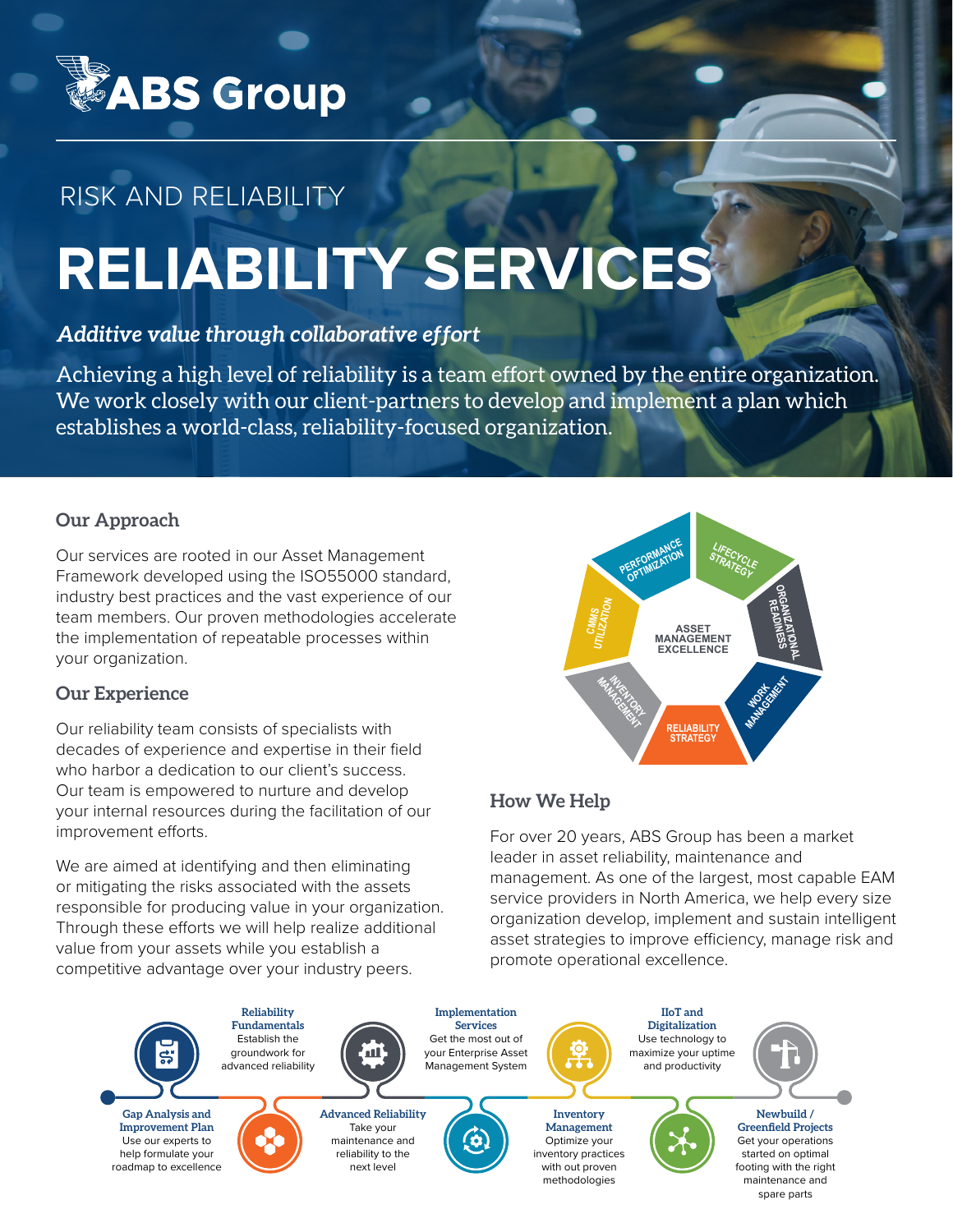ABS Group

RISK AND RELIABILITY

# RELIABILITY SERVICES

*Additive value through collaborative effort*

Achieving a high level of reliability is a team effort owned by the entire organization. We work closely with our client-partners to develop and implement a plan which establishes a world-class, reliability-focused organization.

## Our Approach

Our services are rooted in our Asset Management Framework developed using the ISO55000 standard, industry best practices and the vast experience of our team members. Our proven methodologies accelerate the implementation of repeatable processes within your organization.

## Our Experience

Our reliability team consists of specialists with decades of experience and expertise in their field who harbor a dedication to our client's success. Our team is empowered to nurture and develop your internal resources during the facilitation of our improvement efforts.

We are aimed at identifying and then eliminating or mitigating the risks associated with the assets responsible for producing value in your organization. Through these efforts we will help realize additional value from your assets while you establish a competitive advantage over your industry peers.

ASSET MANAGEMENT EXCELLENCE

- PERFORMANCE OPTIMIZATION
- LIFECYCLE STRATEGY
- ORGANIZATIONAL READINESS
- WORK MANAGEMENT
- RELIABILITY STRATEGY
- INVENTORY MANAGEMENT
- CMMS UTILIZATION

## How We Help

For over 20 years, ABS Group has been a market leader in asset reliability, maintenance and management. As one of the largest, most capable EAM service providers in North America, we help every size organization develop, implement and sustain intelligent asset strategies to improve efficiency, manage risk and promote operational excellence.

**Gap Analysis and Improvement Plan**
Use our experts to help formulate your roadmap to excellence

**Reliability Fundamentals**
Establish the groundwork for advanced reliability

**Advanced Reliability**
Take your maintenance and reliability to the next level

**Implementation Services**
Get the most out of your Enterprise Asset Management System

**Inventory Management**
Optimize your inventory practices with out proven methodologies

**IIoT and Digitalization**
Use technology to maximize your uptime and productivity

**Newbuild / Greenfield Projects**
Get your operations started on optimal footing with the right maintenance and spare parts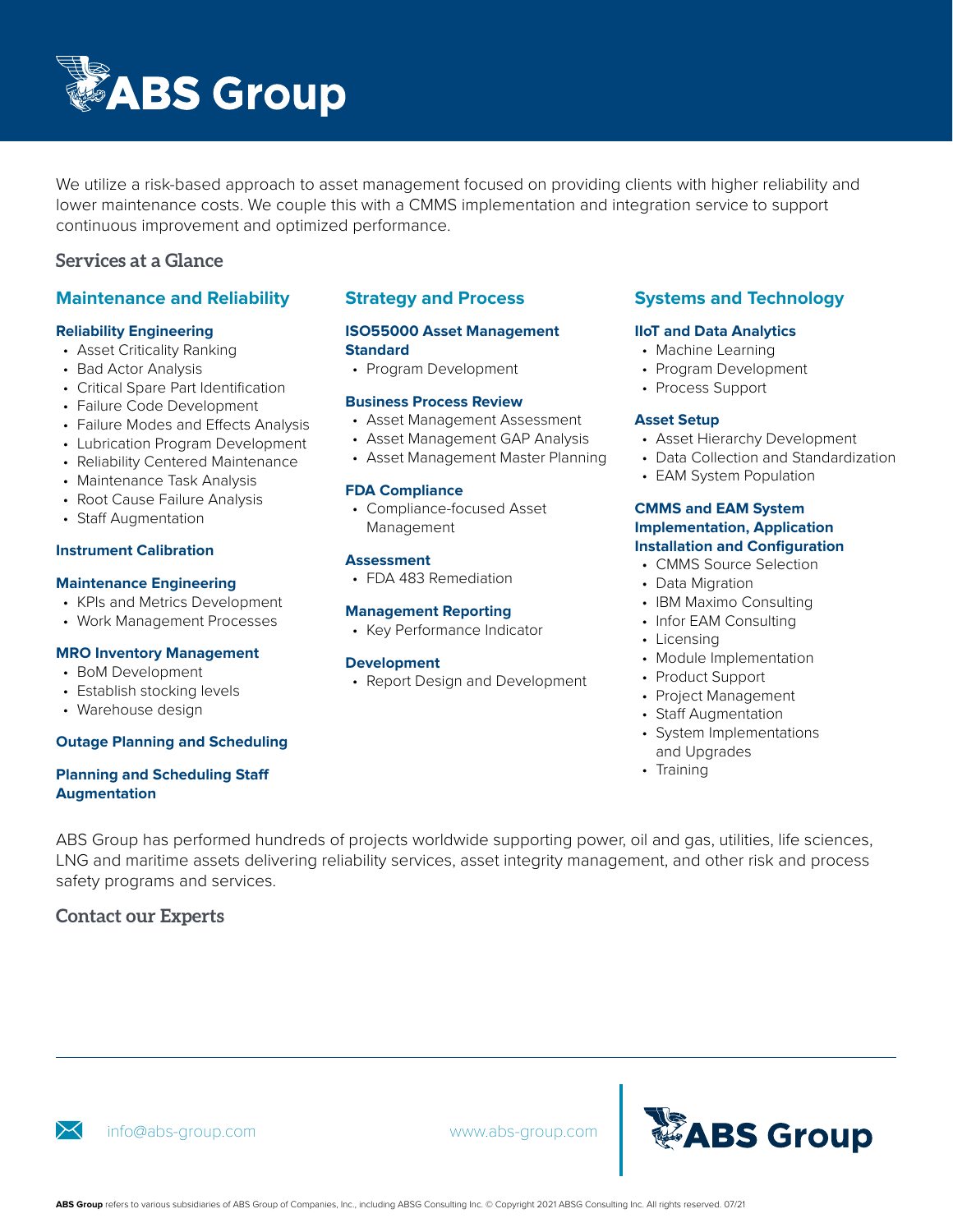# ABS Group

We utilize a risk-based approach to asset management focused on providing clients with higher reliability and lower maintenance costs. We couple this with a CMMS implementation and integration service to support continuous improvement and optimized performance.

## Services at a Glance

### Maintenance and Reliability

**Reliability Engineering**

- Asset Criticality Ranking
- Bad Actor Analysis
- Critical Spare Part Identification
- Failure Code Development
- Failure Modes and Effects Analysis
- Lubrication Program Development
- Reliability Centered Maintenance
- Maintenance Task Analysis
- Root Cause Failure Analysis
- Staff Augmentation

**Instrument Calibration**

**Maintenance Engineering**

- KPIs and Metrics Development
- Work Management Processes

**MRO Inventory Management**

- BoM Development
- Establish stocking levels
- Warehouse design

**Outage Planning and Scheduling**

**Planning and Scheduling Staff Augmentation**

### Strategy and Process

**ISO55000 Asset Management Standard**

- Program Development

**Business Process Review**

- Asset Management Assessment
- Asset Management GAP Analysis
- Asset Management Master Planning

**FDA Compliance**

- Compliance-focused Asset Management

**Assessment**

- FDA 483 Remediation

**Management Reporting**

- Key Performance Indicator

**Development**

- Report Design and Development

### Systems and Technology

**IIoT and Data Analytics**

- Machine Learning
- Program Development
- Process Support

**Asset Setup**

- Asset Hierarchy Development
- Data Collection and Standardization
- EAM System Population

**CMMS and EAM System Implementation, Application Installation and Configuration**

- CMMS Source Selection
- Data Migration
- IBM Maximo Consulting
- Infor EAM Consulting
- Licensing
- Module Implementation
- Product Support
- Project Management
- Staff Augmentation
- System Implementations and Upgrades
- Training

ABS Group has performed hundreds of projects worldwide supporting power, oil and gas, utilities, life sciences, LNG and maritime assets delivering reliability services, asset integrity management, and other risk and process safety programs and services.

## Contact our Experts

info@abs-group.com

www.abs-group.com

ABS Group

**ABS Group** refers to various subsidiaries of ABS Group of Companies, Inc., including ABSG Consulting Inc. © Copyright 2021 ABSG Consulting Inc. All rights reserved. 07/21